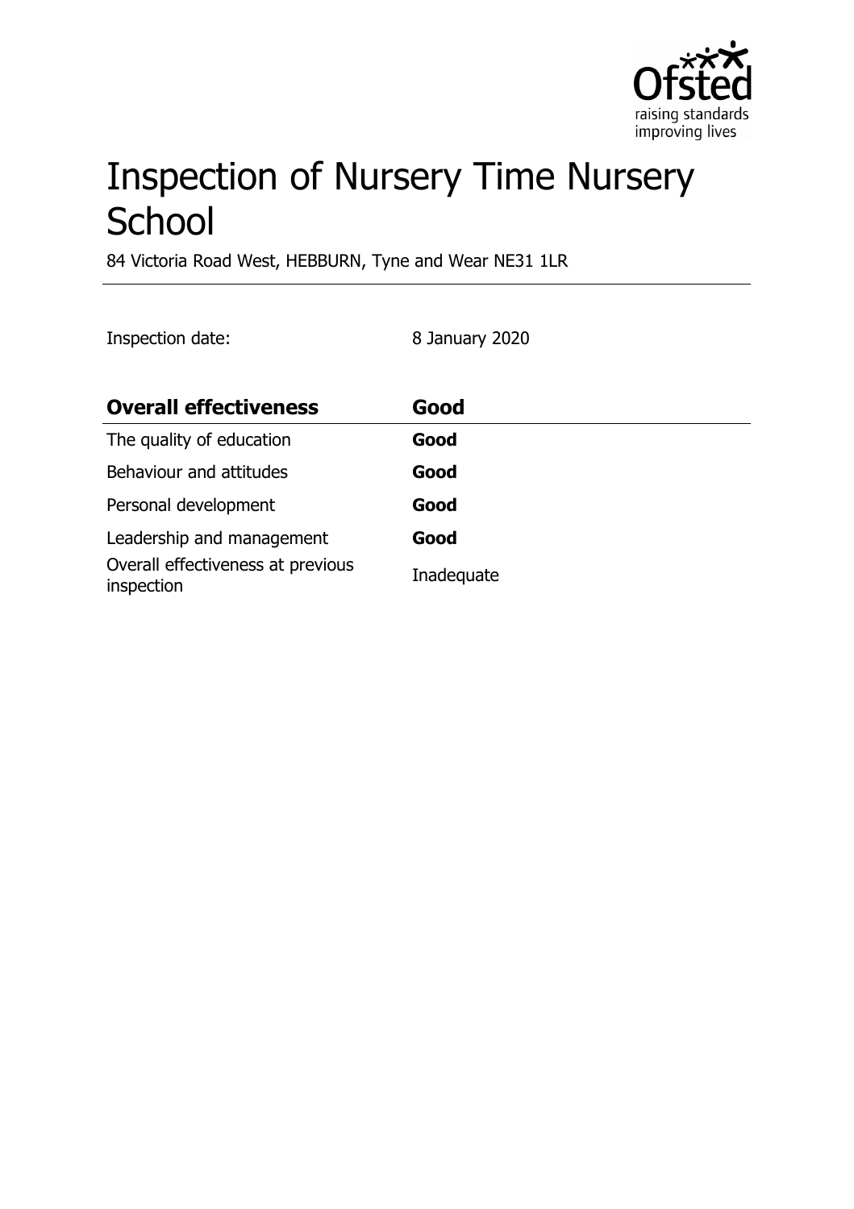# Inspection of Nursery Time Nursery School

84 Victoria Road West, HEBBURN, Tyne and Wear NE31 1LR

Inspection date: 8 January 2020

| **Overall effectiveness** | **Good** |
|---|---|
| The quality of education | **Good** |
| Behaviour and attitudes | **Good** |
| Personal development | **Good** |
| Leadership and management | **Good** |
| Overall effectiveness at previous inspection | Inadequate |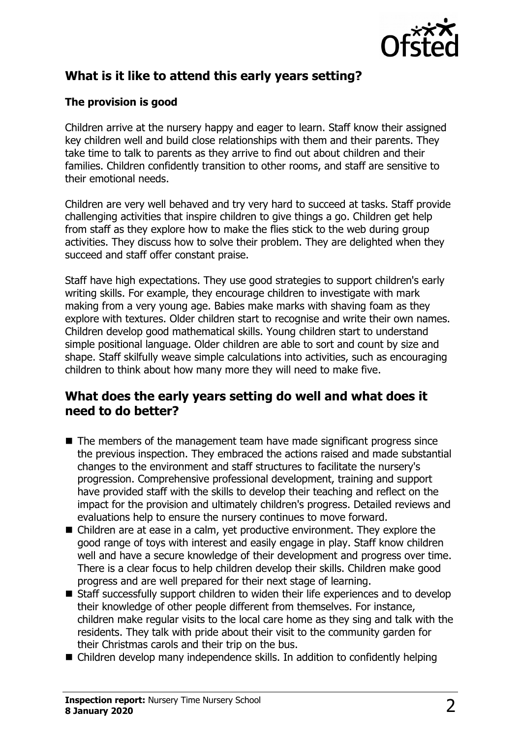## What is it like to attend this early years setting?

### The provision is good

Children arrive at the nursery happy and eager to learn. Staff know their assigned key children well and build close relationships with them and their parents. They take time to talk to parents as they arrive to find out about children and their families. Children confidently transition to other rooms, and staff are sensitive to their emotional needs.

Children are very well behaved and try very hard to succeed at tasks. Staff provide challenging activities that inspire children to give things a go. Children get help from staff as they explore how to make the flies stick to the web during group activities. They discuss how to solve their problem. They are delighted when they succeed and staff offer constant praise.

Staff have high expectations. They use good strategies to support children's early writing skills. For example, they encourage children to investigate with mark making from a very young age. Babies make marks with shaving foam as they explore with textures. Older children start to recognise and write their own names. Children develop good mathematical skills. Young children start to understand simple positional language. Older children are able to sort and count by size and shape. Staff skilfully weave simple calculations into activities, such as encouraging children to think about how many more they will need to make five.

## What does the early years setting do well and what does it need to do better?

- The members of the management team have made significant progress since the previous inspection. They embraced the actions raised and made substantial changes to the environment and staff structures to facilitate the nursery's progression. Comprehensive professional development, training and support have provided staff with the skills to develop their teaching and reflect on the impact for the provision and ultimately children's progress. Detailed reviews and evaluations help to ensure the nursery continues to move forward.
- Children are at ease in a calm, yet productive environment. They explore the good range of toys with interest and easily engage in play. Staff know children well and have a secure knowledge of their development and progress over time. There is a clear focus to help children develop their skills. Children make good progress and are well prepared for their next stage of learning.
- Staff successfully support children to widen their life experiences and to develop their knowledge of other people different from themselves. For instance, children make regular visits to the local care home as they sing and talk with the residents. They talk with pride about their visit to the community garden for their Christmas carols and their trip on the bus.
- Children develop many independence skills. In addition to confidently helping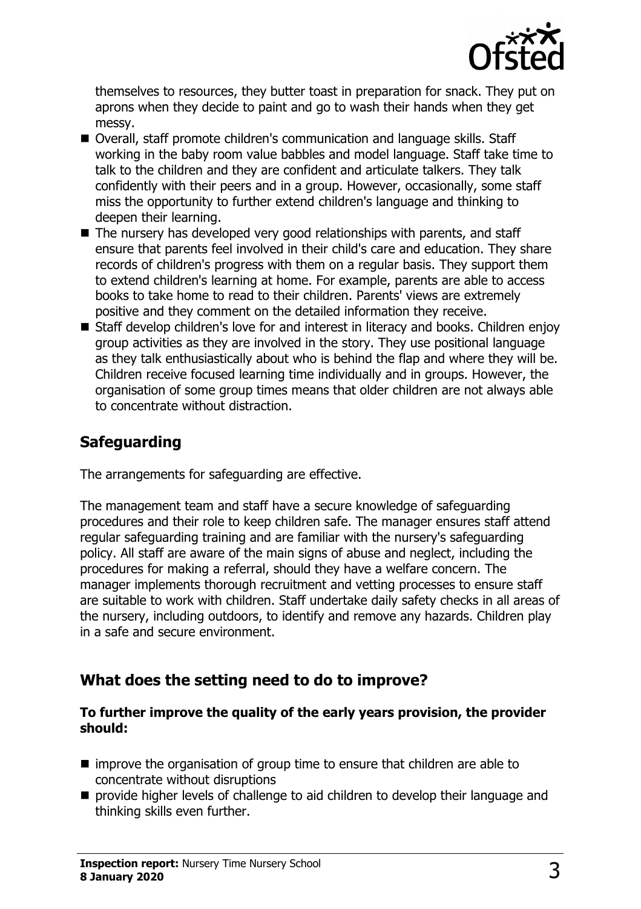themselves to resources, they butter toast in preparation for snack. They put on aprons when they decide to paint and go to wash their hands when they get messy.

- Overall, staff promote children's communication and language skills. Staff working in the baby room value babbles and model language. Staff take time to talk to the children and they are confident and articulate talkers. They talk confidently with their peers and in a group. However, occasionally, some staff miss the opportunity to further extend children's language and thinking to deepen their learning.
- The nursery has developed very good relationships with parents, and staff ensure that parents feel involved in their child's care and education. They share records of children's progress with them on a regular basis. They support them to extend children's learning at home. For example, parents are able to access books to take home to read to their children. Parents' views are extremely positive and they comment on the detailed information they receive.
- Staff develop children's love for and interest in literacy and books. Children enjoy group activities as they are involved in the story. They use positional language as they talk enthusiastically about who is behind the flap and where they will be. Children receive focused learning time individually and in groups. However, the organisation of some group times means that older children are not always able to concentrate without distraction.

## Safeguarding

The arrangements for safeguarding are effective.

The management team and staff have a secure knowledge of safeguarding procedures and their role to keep children safe. The manager ensures staff attend regular safeguarding training and are familiar with the nursery's safeguarding policy. All staff are aware of the main signs of abuse and neglect, including the procedures for making a referral, should they have a welfare concern. The manager implements thorough recruitment and vetting processes to ensure staff are suitable to work with children. Staff undertake daily safety checks in all areas of the nursery, including outdoors, to identify and remove any hazards. Children play in a safe and secure environment.

## What does the setting need to do to improve?

**To further improve the quality of the early years provision, the provider should:**

- improve the organisation of group time to ensure that children are able to concentrate without disruptions
- provide higher levels of challenge to aid children to develop their language and thinking skills even further.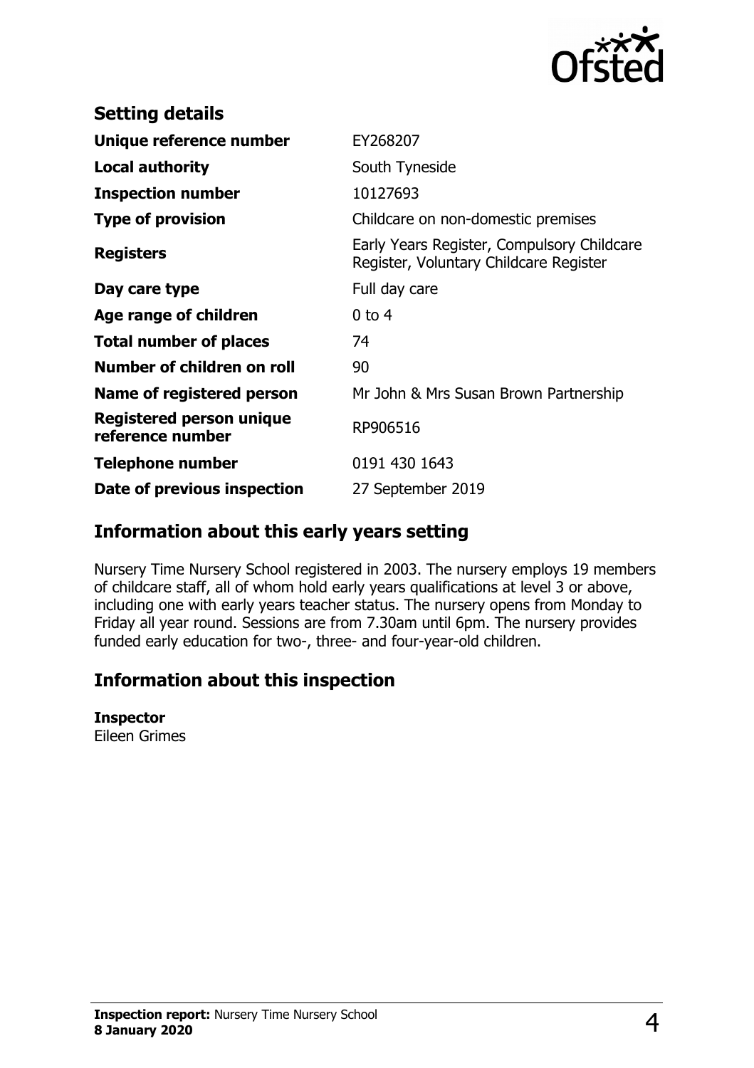## Setting details

| | |
|---|---|
| **Unique reference number** | EY268207 |
| **Local authority** | South Tyneside |
| **Inspection number** | 10127693 |
| **Type of provision** | Childcare on non-domestic premises |
| **Registers** | Early Years Register, Compulsory Childcare Register, Voluntary Childcare Register |
| **Day care type** | Full day care |
| **Age range of children** | 0 to 4 |
| **Total number of places** | 74 |
| **Number of children on roll** | 90 |
| **Name of registered person** | Mr John & Mrs Susan Brown Partnership |
| **Registered person unique reference number** | RP906516 |
| **Telephone number** | 0191 430 1643 |
| **Date of previous inspection** | 27 September 2019 |

## Information about this early years setting

Nursery Time Nursery School registered in 2003. The nursery employs 19 members of childcare staff, all of whom hold early years qualifications at level 3 or above, including one with early years teacher status. The nursery opens from Monday to Friday all year round. Sessions are from 7.30am until 6pm. The nursery provides funded early education for two-, three- and four-year-old children.

## Information about this inspection

**Inspector**
Eileen Grimes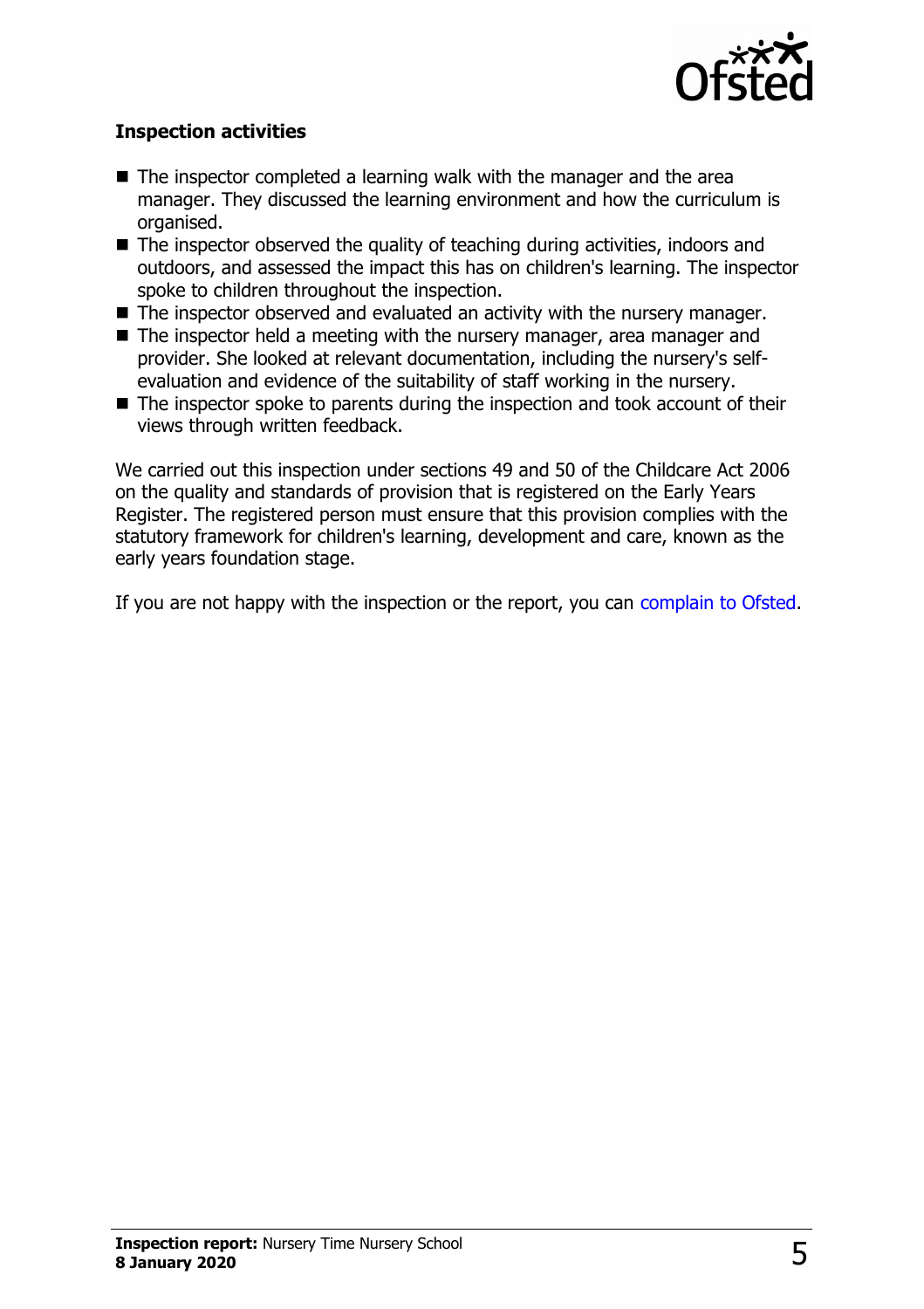### Inspection activities

- The inspector completed a learning walk with the manager and the area manager. They discussed the learning environment and how the curriculum is organised.
- The inspector observed the quality of teaching during activities, indoors and outdoors, and assessed the impact this has on children's learning. The inspector spoke to children throughout the inspection.
- The inspector observed and evaluated an activity with the nursery manager.
- The inspector held a meeting with the nursery manager, area manager and provider. She looked at relevant documentation, including the nursery's self-evaluation and evidence of the suitability of staff working in the nursery.
- The inspector spoke to parents during the inspection and took account of their views through written feedback.

We carried out this inspection under sections 49 and 50 of the Childcare Act 2006 on the quality and standards of provision that is registered on the Early Years Register. The registered person must ensure that this provision complies with the statutory framework for children's learning, development and care, known as the early years foundation stage.

If you are not happy with the inspection or the report, you can complain to Ofsted.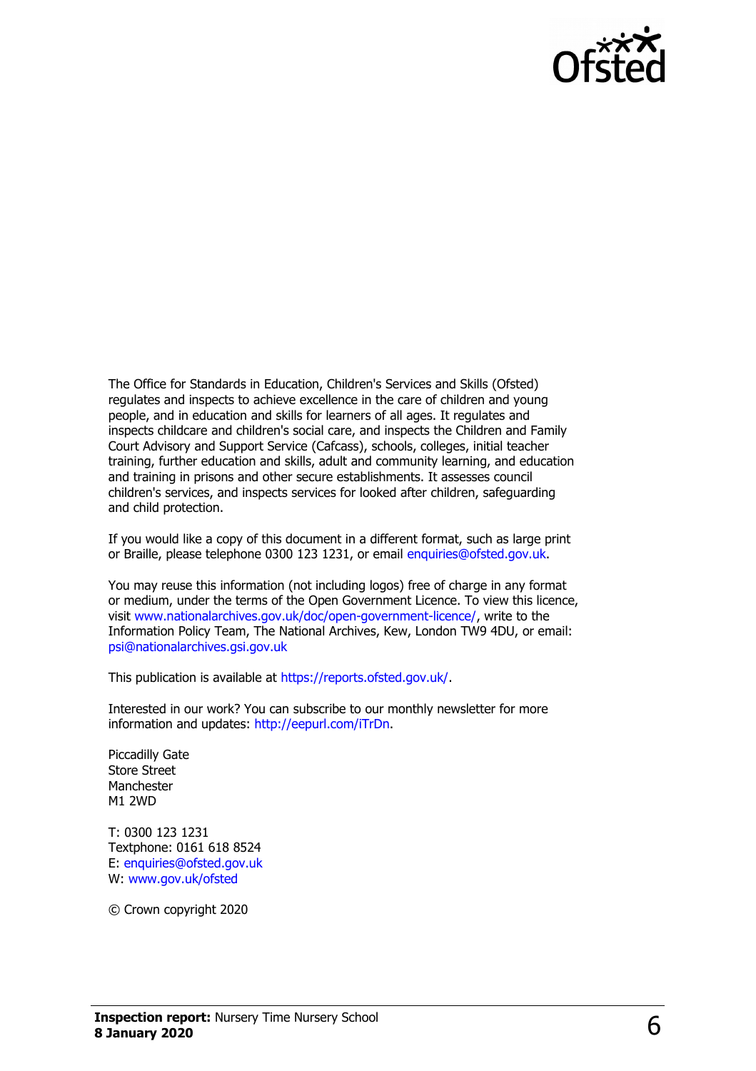The Office for Standards in Education, Children's Services and Skills (Ofsted) regulates and inspects to achieve excellence in the care of children and young people, and in education and skills for learners of all ages. It regulates and inspects childcare and children's social care, and inspects the Children and Family Court Advisory and Support Service (Cafcass), schools, colleges, initial teacher training, further education and skills, adult and community learning, and education and training in prisons and other secure establishments. It assesses council children's services, and inspects services for looked after children, safeguarding and child protection.

If you would like a copy of this document in a different format, such as large print or Braille, please telephone 0300 123 1231, or email enquiries@ofsted.gov.uk.

You may reuse this information (not including logos) free of charge in any format or medium, under the terms of the Open Government Licence. To view this licence, visit www.nationalarchives.gov.uk/doc/open-government-licence/, write to the Information Policy Team, The National Archives, Kew, London TW9 4DU, or email: psi@nationalarchives.gsi.gov.uk

This publication is available at https://reports.ofsted.gov.uk/.

Interested in our work? You can subscribe to our monthly newsletter for more information and updates: http://eepurl.com/iTrDn.

Piccadilly Gate
Store Street
Manchester
M1 2WD

T: 0300 123 1231
Textphone: 0161 618 8524
E: enquiries@ofsted.gov.uk
W: www.gov.uk/ofsted

© Crown copyright 2020